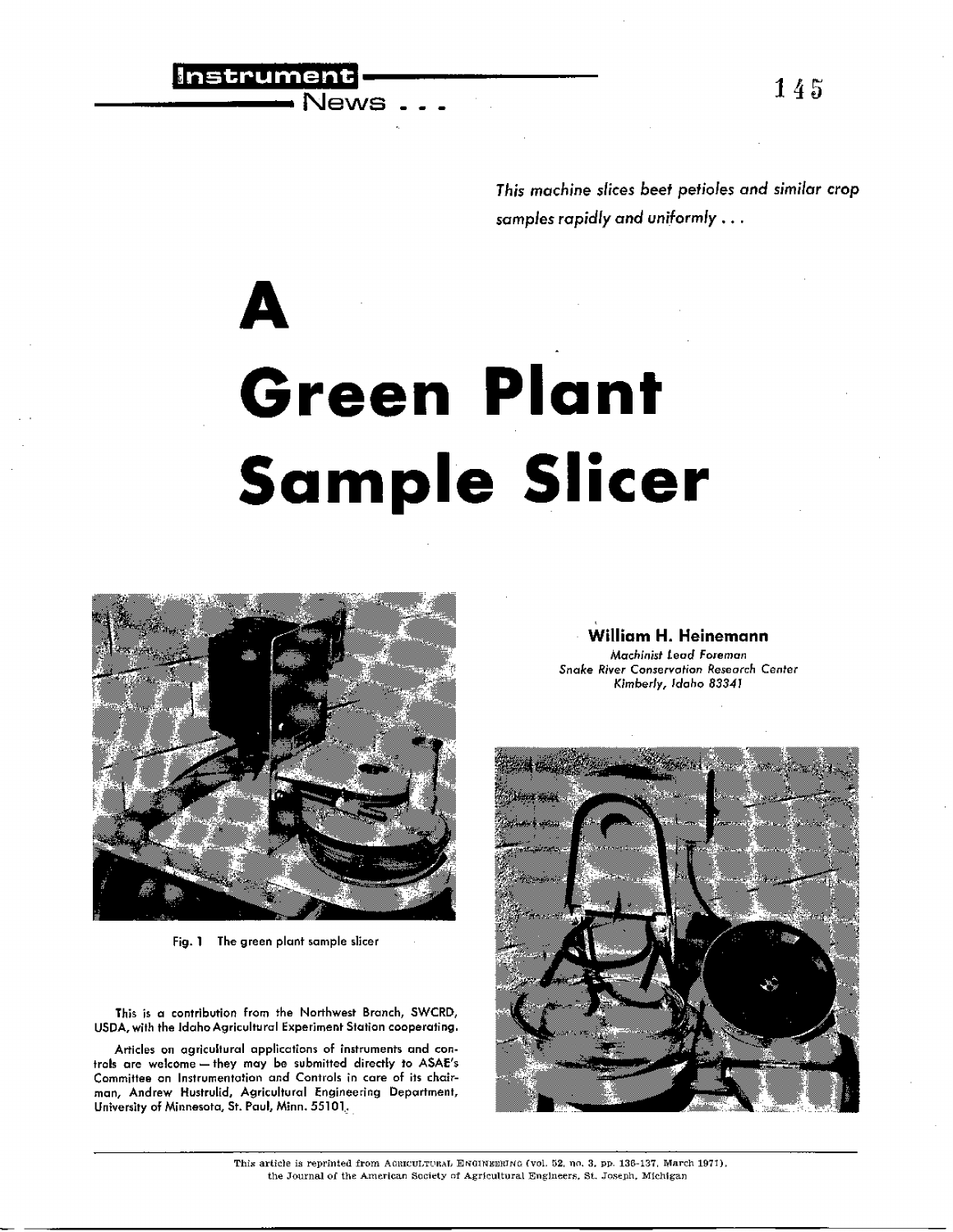Instrument News . . .

*This machine slices beet petioles and similar crop samples rapidly and uniformly . . .*

# A Green Plant Sample Slicer

Fig. 1 The green plant sample slicer

**William H. Heinemann**
*Machinist Lead Foreman*
*Snake River Conservation Research Center*
*Kimberly, Idaho 83341*

This is a contribution from the Northwest Branch, SWCRD, USDA, with the Idaho Agricultural Experiment Station cooperating.

Articles on agricultural applications of instruments and controls are welcome — they may be submitted directly to ASAE's Committee on Instrumentation and Controls in care of its chairman, Andrew Hustrulid, Agricultural Engineering Department, University of Minnesota, St. Paul, Minn. 55101.

This article is reprinted from AGRICULTURAL ENGINEERING (vol. 52, no. 3, pp. 136-137, March 1971), the Journal of the American Society of Agricultural Engineers, St. Joseph, Michigan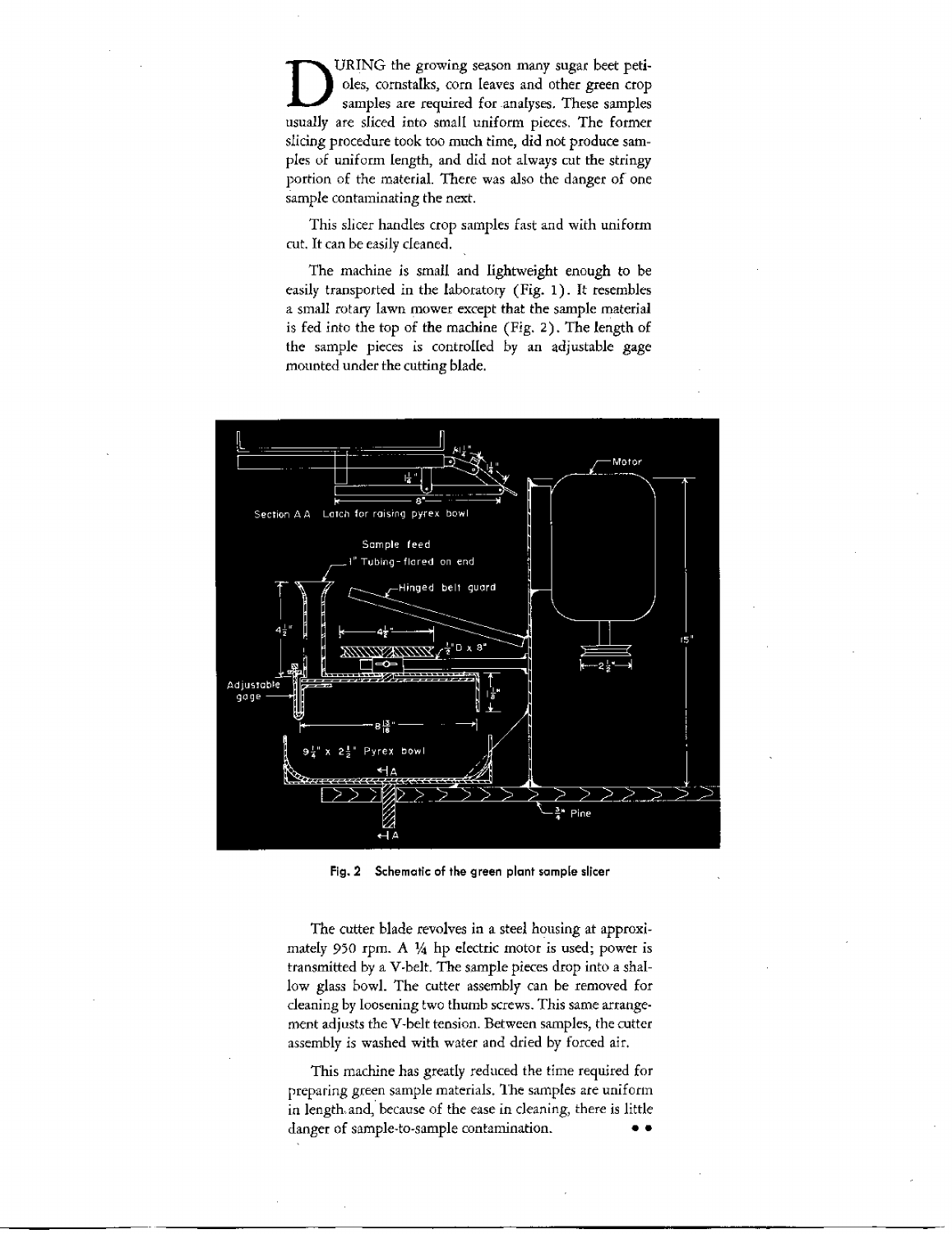DURING the growing season many sugar beet petioles, cornstalks, corn leaves and other green crop samples are required for analyses. These samples usually are sliced into small uniform pieces. The former slicing procedure took too much time, did not produce samples of uniform length, and did not always cut the stringy portion of the material. There was also the danger of one sample contaminating the next.

This slicer handles crop samples fast and with uniform cut. It can be easily cleaned.

The machine is small and lightweight enough to be easily transported in the laboratory (Fig. 1). It resembles a small rotary lawn mower except that the sample material is fed into the top of the machine (Fig. 2). The length of the sample pieces is controlled by an adjustable gage mounted under the cutting blade.

Section A A  Latch for raising pyrex bowl

Sample feed

1" Tubing - flared on end

Hinged belt guard

Motor

Adjustable gage

9¼" x 2½" Pyrex bowl

¾" Pine

15"

**Fig. 2 Schematic of the green plant sample slicer**

The cutter blade revolves in a steel housing at approximately 950 rpm. A ¼ hp electric motor is used; power is transmitted by a V-belt. The sample pieces drop into a shallow glass bowl. The cutter assembly can be removed for cleaning by loosening two thumb screws. This same arrangement adjusts the V-belt tension. Between samples, the cutter assembly is washed with water and dried by forced air.

This machine has greatly reduced the time required for preparing green sample materials. The samples are uniform in length and, because of the ease in cleaning, there is little danger of sample-to-sample contamination. • •